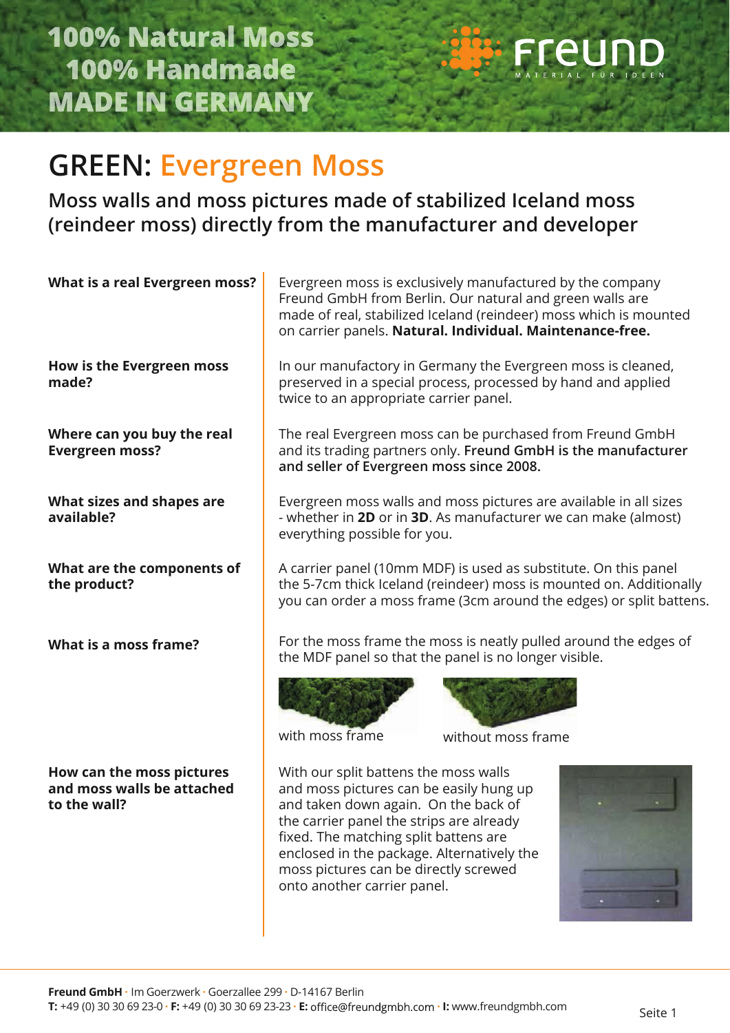100% Natural Moss
100% Handmade
MADE IN GERMANY

Freund
MATERIAL FÜR IDEEN

# GREEN: Evergreen Moss

## Moss walls and moss pictures made of stabilized Iceland moss (reindeer moss) directly from the manufacturer and developer

**What is a real Evergreen moss?**

Evergreen moss is exclusively manufactured by the company Freund GmbH from Berlin. Our natural and green walls are made of real, stabilized Iceland (reindeer) moss which is mounted on carrier panels. **Natural. Individual. Maintenance-free.**

**How is the Evergreen moss made?**

In our manufactory in Germany the Evergreen moss is cleaned, preserved in a special process, processed by hand and applied twice to an appropriate carrier panel.

**Where can you buy the real Evergreen moss?**

The real Evergreen moss can be purchased from Freund GmbH and its trading partners only. **Freund GmbH is the manufacturer and seller of Evergreen moss since 2008.**

**What sizes and shapes are available?**

Evergreen moss walls and moss pictures are available in all sizes - whether in **2D** or in **3D**. As manufacturer we can make (almost) everything possible for you.

**What are the components of the product?**

A carrier panel (10mm MDF) is used as substitute. On this panel the 5-7cm thick Iceland (reindeer) moss is mounted on. Additionally you can order a moss frame (3cm around the edges) or split battens.

**What is a moss frame?**

For the moss frame the moss is neatly pulled around the edges of the MDF panel so that the panel is no longer visible.

with moss frame

without moss frame

**How can the moss pictures and moss walls be attached to the wall?**

With our split battens the moss walls and moss pictures can be easily hung up and taken down again. On the back of the carrier panel the strips are already fixed. The matching split battens are enclosed in the package. Alternatively the moss pictures can be directly screwed onto another carrier panel.

**Freund GmbH** · Im Goerzwerk · Goerzallee 299 · D-14167 Berlin
**T:** +49 (0) 30 30 69 23-0 · **F:** +49 (0) 30 30 69 23-23 · **E:** office@freundgmbh.com · **I:** www.freundgmbh.com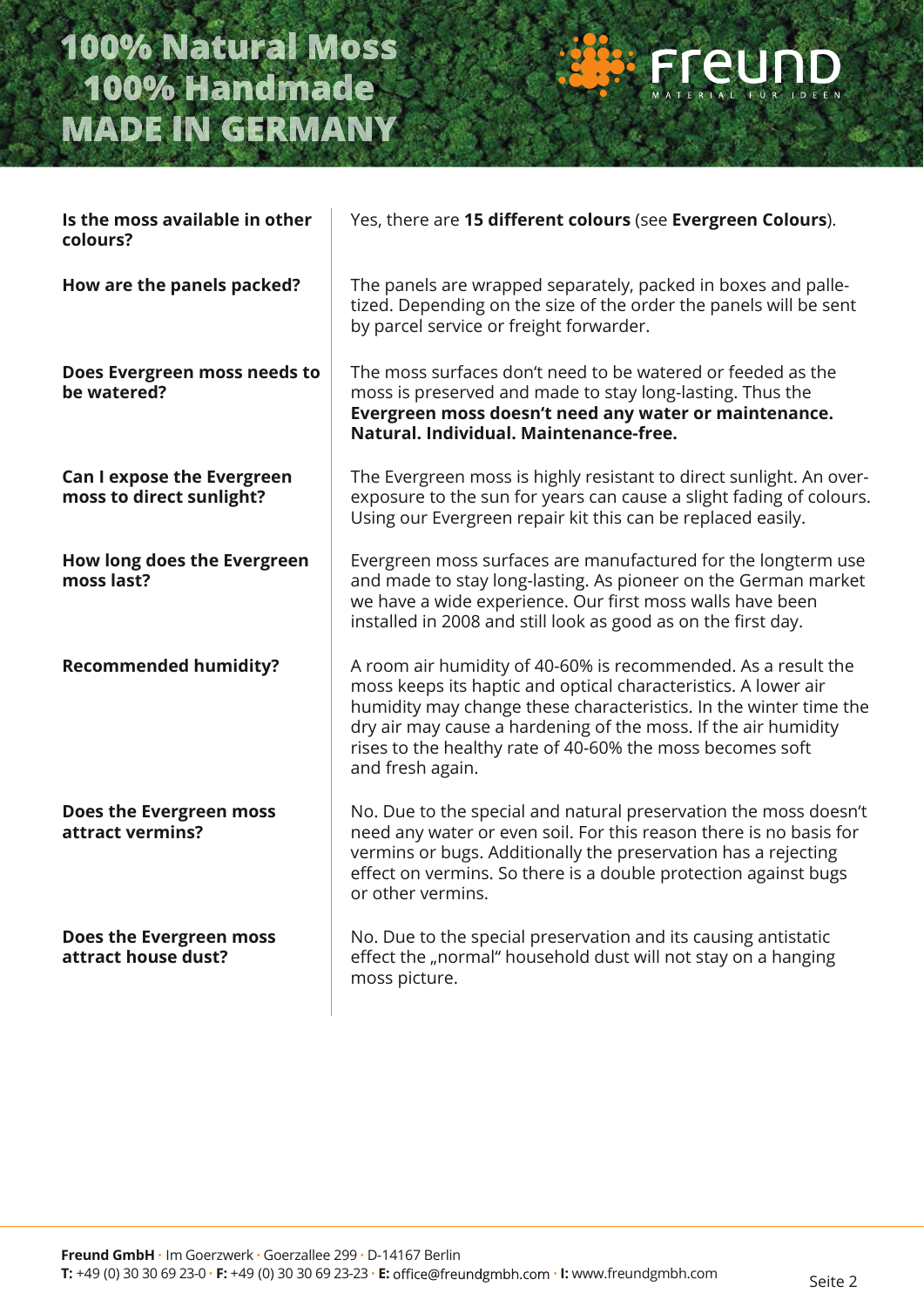# 100% Natural Moss
# 100% Handmade
# MADE IN GERMANY

Freund
MATERIAL FÜR IDEEN

| | |
|---|---|
| **Is the moss available in other colours?** | Yes, there are **15 different colours** (see **Evergreen Colours**). |
| **How are the panels packed?** | The panels are wrapped separately, packed in boxes and palletized. Depending on the size of the order the panels will be sent by parcel service or freight forwarder. |
| **Does Evergreen moss needs to be watered?** | The moss surfaces don't need to be watered or feeded as the moss is preserved and made to stay long-lasting. Thus the **Evergreen moss doesn't need any water or maintenance. Natural. Individual. Maintenance-free.** |
| **Can I expose the Evergreen moss to direct sunlight?** | The Evergreen moss is highly resistant to direct sunlight. An overexposure to the sun for years can cause a slight fading of colours. Using our Evergreen repair kit this can be replaced easily. |
| **How long does the Evergreen moss last?** | Evergreen moss surfaces are manufactured for the longterm use and made to stay long-lasting. As pioneer on the German market we have a wide experience. Our first moss walls have been installed in 2008 and still look as good as on the first day. |
| **Recommended humidity?** | A room air humidity of 40-60% is recommended. As a result the moss keeps its haptic and optical characteristics. A lower air humidity may change these characteristics. In the winter time the dry air may cause a hardening of the moss. If the air humidity rises to the healthy rate of 40-60% the moss becomes soft and fresh again. |
| **Does the Evergreen moss attract vermins?** | No. Due to the special and natural preservation the moss doesn't need any water or even soil. For this reason there is no basis for vermins or bugs. Additionally the preservation has a rejecting effect on vermins. So there is a double protection against bugs or other vermins. |
| **Does the Evergreen moss attract house dust?** | No. Due to the special preservation and its causing antistatic effect the „normal" household dust will not stay on a hanging moss picture. |

**Freund GmbH** · Im Goerzwerk · Goerzallee 299 · D-14167 Berlin
**T:** +49 (0) 30 30 69 23-0 · **F:** +49 (0) 30 30 69 23-23 · **E:** office@freundgmbh.com · **I:** www.freundgmbh.com